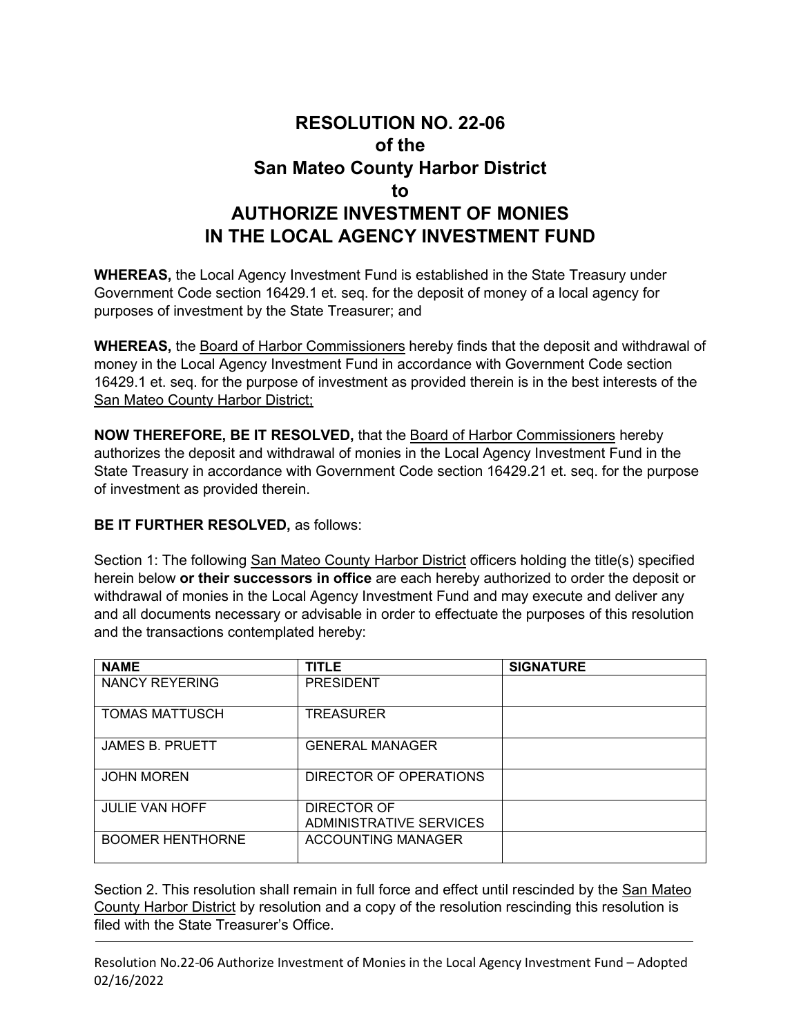# RESOLUTION NO. 22-06
# of the
# San Mateo County Harbor District
# to
# AUTHORIZE INVESTMENT OF MONIES IN THE LOCAL AGENCY INVESTMENT FUND

**WHEREAS,** the Local Agency Investment Fund is established in the State Treasury under Government Code section 16429.1 et. seq. for the deposit of money of a local agency for purposes of investment by the State Treasurer; and

**WHEREAS,** the Board of Harbor Commissioners hereby finds that the deposit and withdrawal of money in the Local Agency Investment Fund in accordance with Government Code section 16429.1 et. seq. for the purpose of investment as provided therein is in the best interests of the San Mateo County Harbor District;

**NOW THEREFORE, BE IT RESOLVED,** that the Board of Harbor Commissioners hereby authorizes the deposit and withdrawal of monies in the Local Agency Investment Fund in the State Treasury in accordance with Government Code section 16429.21 et. seq. for the purpose of investment as provided therein.

**BE IT FURTHER RESOLVED,** as follows:

Section 1: The following San Mateo County Harbor District officers holding the title(s) specified herein below **or their successors in office** are each hereby authorized to order the deposit or withdrawal of monies in the Local Agency Investment Fund and may execute and deliver any and all documents necessary or advisable in order to effectuate the purposes of this resolution and the transactions contemplated hereby:

| NAME | TITLE | SIGNATURE |
|---|---|---|
| NANCY REYERING | PRESIDENT | |
| TOMAS MATTUSCH | TREASURER | |
| JAMES B. PRUETT | GENERAL MANAGER | |
| JOHN MOREN | DIRECTOR OF OPERATIONS | |
| JULIE VAN HOFF | DIRECTOR OF ADMINISTRATIVE SERVICES | |
| BOOMER HENTHORNE | ACCOUNTING MANAGER | |

Section 2. This resolution shall remain in full force and effect until rescinded by the San Mateo County Harbor District by resolution and a copy of the resolution rescinding this resolution is filed with the State Treasurer's Office.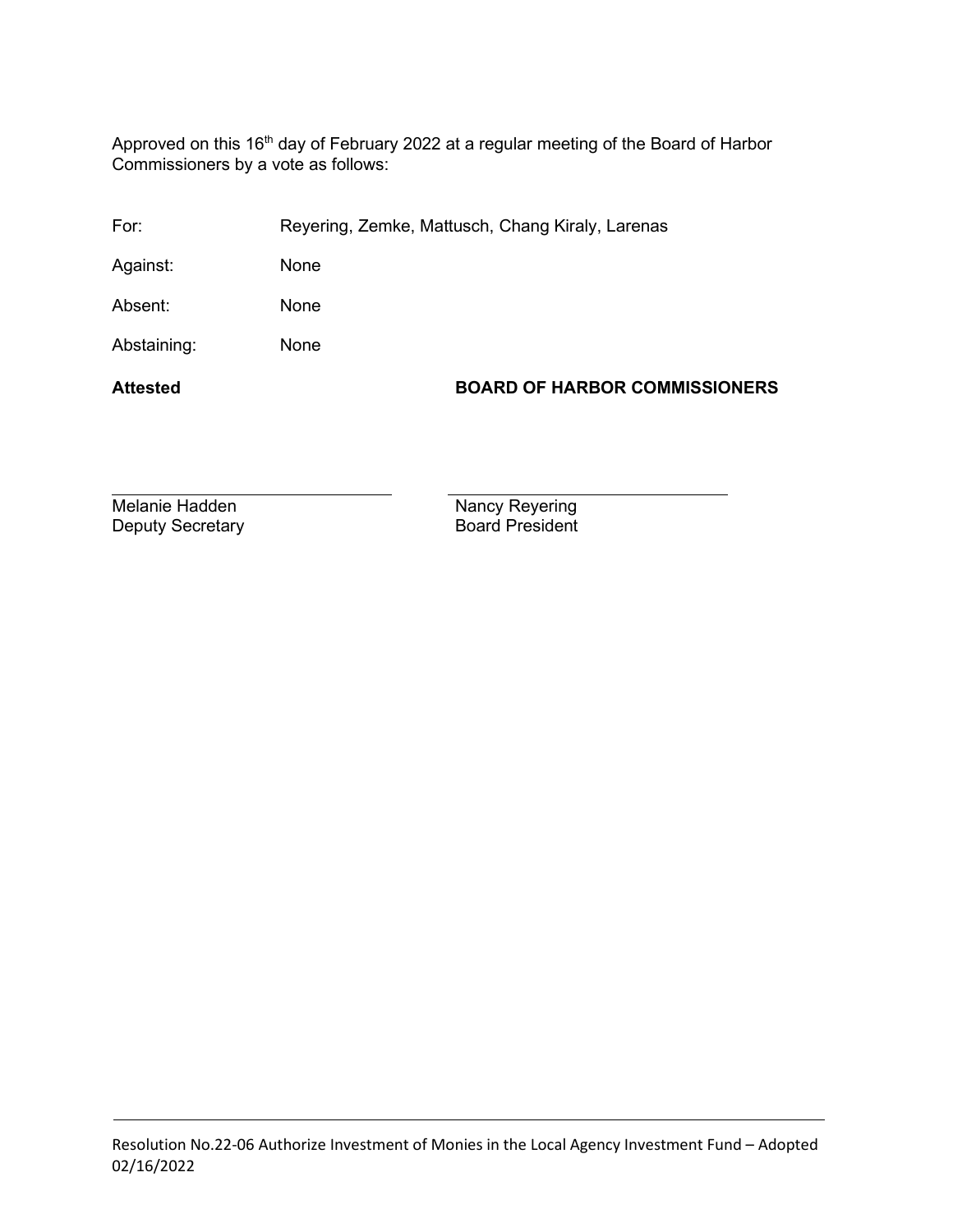Approved on this 16th day of February 2022 at a regular meeting of the Board of Harbor Commissioners by a vote as follows:

| | |
|---|---|
| For: | Reyering, Zemke, Mattusch, Chang Kiraly, Larenas |
| Against: | None |
| Absent: | None |
| Abstaining: | None |

**Attested** **BOARD OF HARBOR COMMISSIONERS**

Melanie Hadden
Deputy Secretary

Nancy Reyering
Board President

Resolution No.22-06 Authorize Investment of Monies in the Local Agency Investment Fund – Adopted 02/16/2022